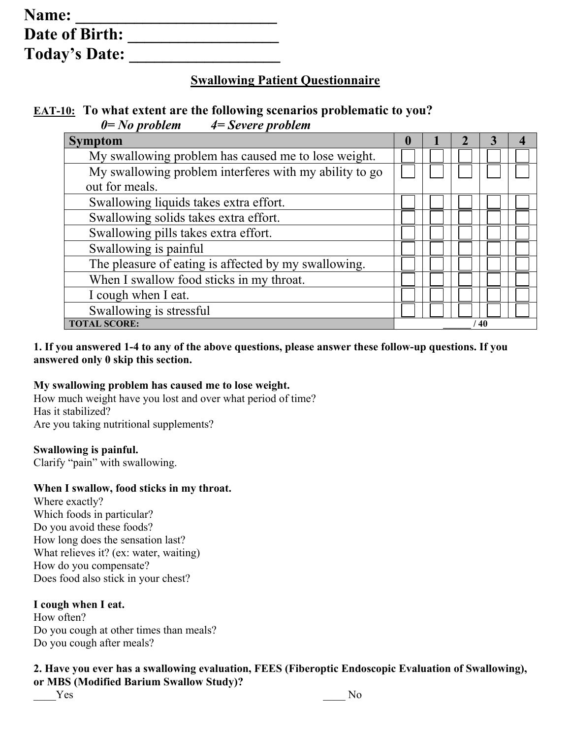**Name: ________________________**
**Date of Birth: __________________**
**Today's Date: __________________**

## Swallowing Patient Questionnaire

**EAT-10: To what extent are the following scenarios problematic to you?**
***0= No problem 4= Severe problem***

| Symptom | 0 | 1 | 2 | 3 | 4 |
|---|---|---|---|---|---|
| My swallowing problem has caused me to lose weight. | ☐ | ☐ | ☐ | ☐ | ☐ |
| My swallowing problem interferes with my ability to go out for meals. | ☐ | ☐ | ☐ | ☐ | ☐ |
| Swallowing liquids takes extra effort. | ☐ | ☐ | ☐ | ☐ | ☐ |
| Swallowing solids takes extra effort. | ☐ | ☐ | ☐ | ☐ | ☐ |
| Swallowing pills takes extra effort. | ☐ | ☐ | ☐ | ☐ | ☐ |
| Swallowing is painful | ☐ | ☐ | ☐ | ☐ | ☐ |
| The pleasure of eating is affected by my swallowing. | ☐ | ☐ | ☐ | ☐ | ☐ |
| When I swallow food sticks in my throat. | ☐ | ☐ | ☐ | ☐ | ☐ |
| I cough when I eat. | ☐ | ☐ | ☐ | ☐ | ☐ |
| Swallowing is stressful | ☐ | ☐ | ☐ | ☐ | ☐ |
| **TOTAL SCORE:** | **______ / 40** | | | | |

**1. If you answered 1-4 to any of the above questions, please answer these follow-up questions. If you answered only 0 skip this section.**

**My swallowing problem has caused me to lose weight.**
How much weight have you lost and over what period of time?
Has it stabilized?
Are you taking nutritional supplements?

**Swallowing is painful.**
Clarify "pain" with swallowing.

**When I swallow, food sticks in my throat.**
Where exactly?
Which foods in particular?
Do you avoid these foods?
How long does the sensation last?
What relieves it? (ex: water, waiting)
How do you compensate?
Does food also stick in your chest?

**I cough when I eat.**
How often?
Do you cough at other times than meals?
Do you cough after meals?

**2. Have you ever has a swallowing evaluation, FEES (Fiberoptic Endoscopic Evaluation of Swallowing), or MBS (Modified Barium Swallow Study)?**

____Yes ____ No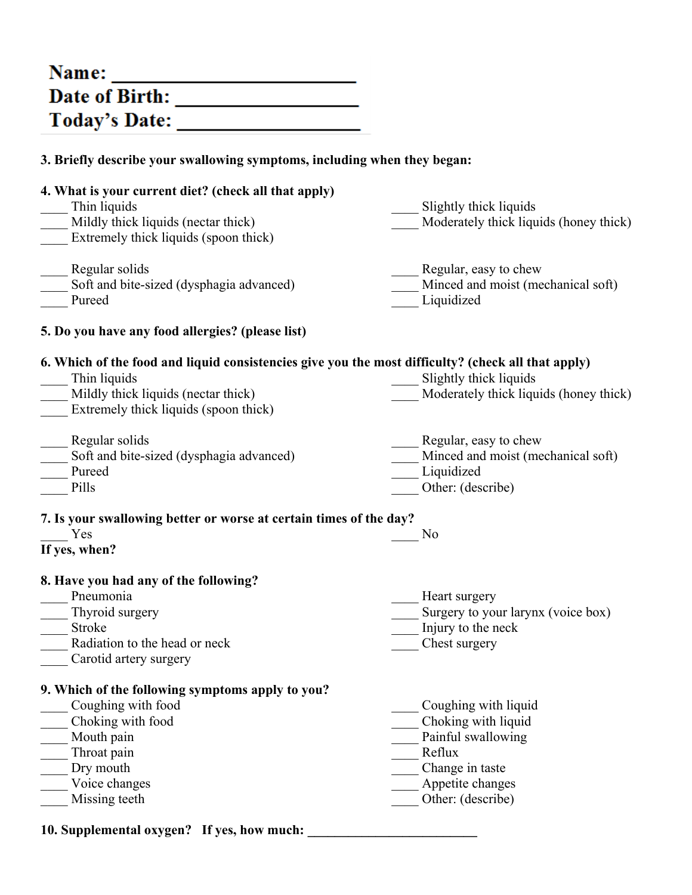**Name: \_\_\_\_\_\_\_\_\_\_\_\_\_\_\_\_\_\_\_\_\_\_\_\_\_**
**Date of Birth: \_\_\_\_\_\_\_\_\_\_\_\_\_\_\_\_\_\_\_\_**
**Today's Date: \_\_\_\_\_\_\_\_\_\_\_\_\_\_\_\_\_\_\_\_**

**3. Briefly describe your swallowing symptoms, including when they began:**

**4. What is your current diet? (check all that apply)**

____ Thin liquids
____ Slightly thick liquids
____ Mildly thick liquids (nectar thick)
____ Moderately thick liquids (honey thick)
____ Extremely thick liquids (spoon thick)

____ Regular solids
____ Regular, easy to chew
____ Soft and bite-sized (dysphagia advanced)
____ Minced and moist (mechanical soft)
____ Pureed
____ Liquidized

**5. Do you have any food allergies? (please list)**

**6. Which of the food and liquid consistencies give you the most difficulty? (check all that apply)**

____ Thin liquids
____ Slightly thick liquids
____ Mildly thick liquids (nectar thick)
____ Moderately thick liquids (honey thick)
____ Extremely thick liquids (spoon thick)

____ Regular solids
____ Regular, easy to chew
____ Soft and bite-sized (dysphagia advanced)
____ Minced and moist (mechanical soft)
____ Pureed
____ Liquidized
____ Pills
____ Other: (describe)

**7. Is your swallowing better or worse at certain times of the day?**

____ Yes
____ No

**If yes, when?**

**8. Have you had any of the following?**

____ Pneumonia
____ Heart surgery
____ Thyroid surgery
____ Surgery to your larynx (voice box)
____ Stroke
____ Injury to the neck
____ Radiation to the head or neck
____ Chest surgery
____ Carotid artery surgery

**9. Which of the following symptoms apply to you?**

____ Coughing with food
____ Coughing with liquid
____ Choking with food
____ Choking with liquid
____ Mouth pain
____ Painful swallowing
____ Throat pain
____ Reflux
____ Dry mouth
____ Change in taste
____ Voice changes
____ Appetite changes
____ Missing teeth
____ Other: (describe)

**10. Supplemental oxygen? If yes, how much: \_\_\_\_\_\_\_\_\_\_\_\_\_\_\_\_\_\_\_\_\_\_\_\_\_\_**